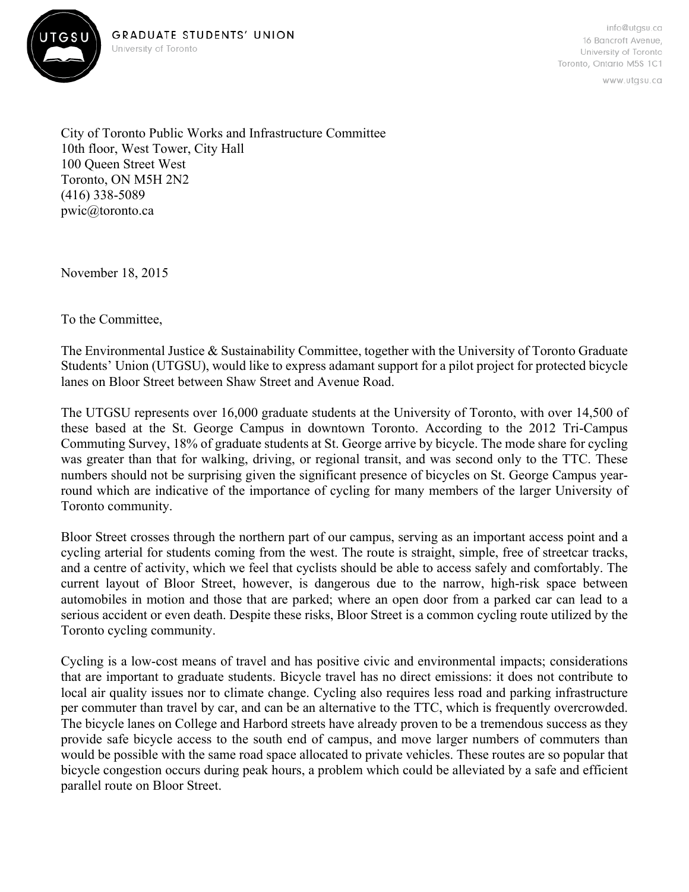GRADUATE STUDENTS' UNION
University of Toronto

info@utgsu.ca
16 Bancroft Avenue,
University of Toronto
Toronto, Ontario M5S 1C1
www.utgsu.ca

City of Toronto Public Works and Infrastructure Committee
10th floor, West Tower, City Hall
100 Queen Street West
Toronto, ON M5H 2N2
(416) 338-5089
pwic@toronto.ca

November 18, 2015

To the Committee,

The Environmental Justice & Sustainability Committee, together with the University of Toronto Graduate Students' Union (UTGSU), would like to express adamant support for a pilot project for protected bicycle lanes on Bloor Street between Shaw Street and Avenue Road.

The UTGSU represents over 16,000 graduate students at the University of Toronto, with over 14,500 of these based at the St. George Campus in downtown Toronto. According to the 2012 Tri-Campus Commuting Survey, 18% of graduate students at St. George arrive by bicycle. The mode share for cycling was greater than that for walking, driving, or regional transit, and was second only to the TTC. These numbers should not be surprising given the significant presence of bicycles on St. George Campus year-round which are indicative of the importance of cycling for many members of the larger University of Toronto community.

Bloor Street crosses through the northern part of our campus, serving as an important access point and a cycling arterial for students coming from the west. The route is straight, simple, free of streetcar tracks, and a centre of activity, which we feel that cyclists should be able to access safely and comfortably. The current layout of Bloor Street, however, is dangerous due to the narrow, high-risk space between automobiles in motion and those that are parked; where an open door from a parked car can lead to a serious accident or even death. Despite these risks, Bloor Street is a common cycling route utilized by the Toronto cycling community.

Cycling is a low-cost means of travel and has positive civic and environmental impacts; considerations that are important to graduate students. Bicycle travel has no direct emissions: it does not contribute to local air quality issues nor to climate change. Cycling also requires less road and parking infrastructure per commuter than travel by car, and can be an alternative to the TTC, which is frequently overcrowded. The bicycle lanes on College and Harbord streets have already proven to be a tremendous success as they provide safe bicycle access to the south end of campus, and move larger numbers of commuters than would be possible with the same road space allocated to private vehicles. These routes are so popular that bicycle congestion occurs during peak hours, a problem which could be alleviated by a safe and efficient parallel route on Bloor Street.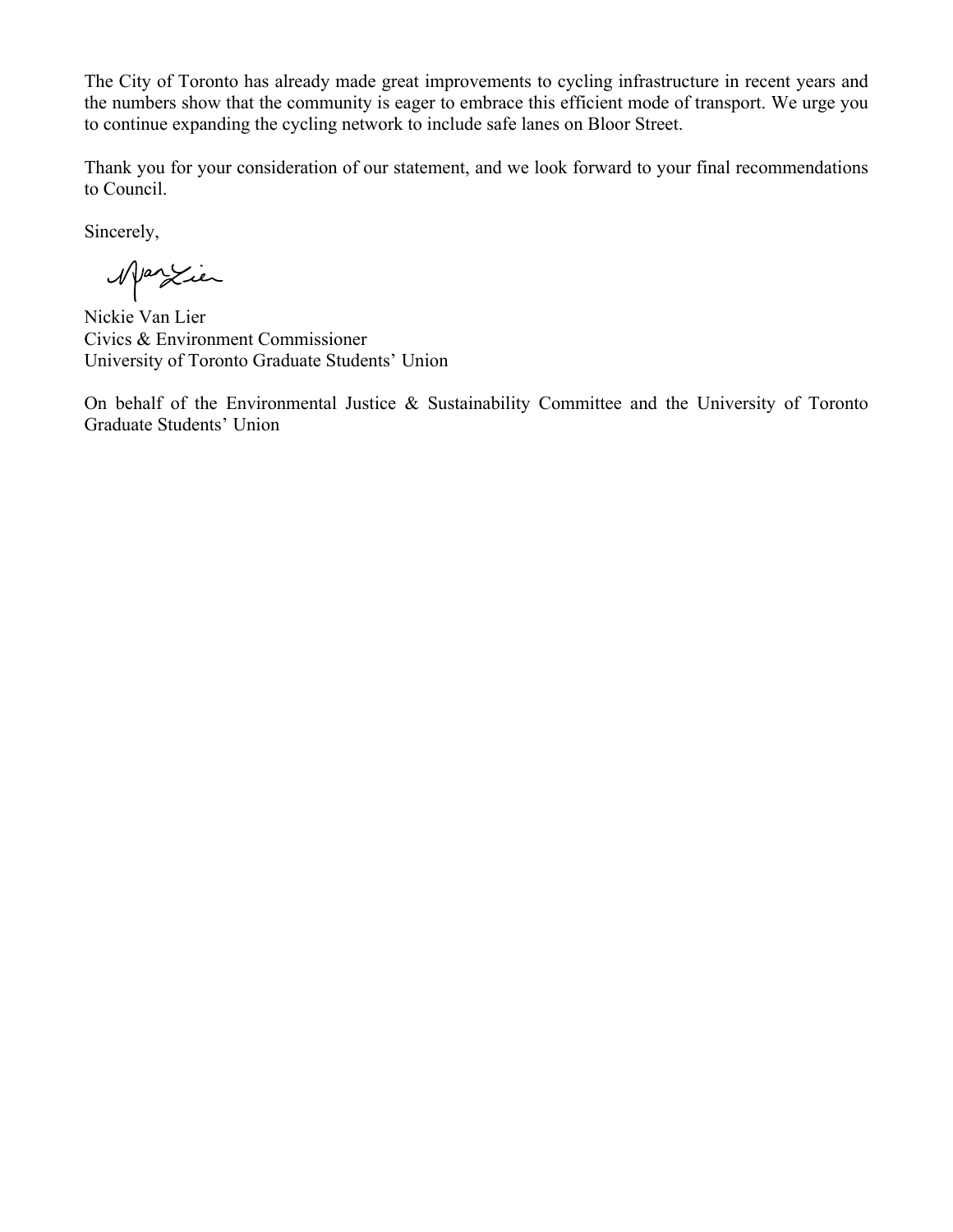The City of Toronto has already made great improvements to cycling infrastructure in recent years and the numbers show that the community is eager to embrace this efficient mode of transport. We urge you to continue expanding the cycling network to include safe lanes on Bloor Street.

Thank you for your consideration of our statement, and we look forward to your final recommendations to Council.

Sincerely,

Nickie Van Lier
Civics & Environment Commissioner
University of Toronto Graduate Students' Union

On behalf of the Environmental Justice & Sustainability Committee and the University of Toronto Graduate Students' Union